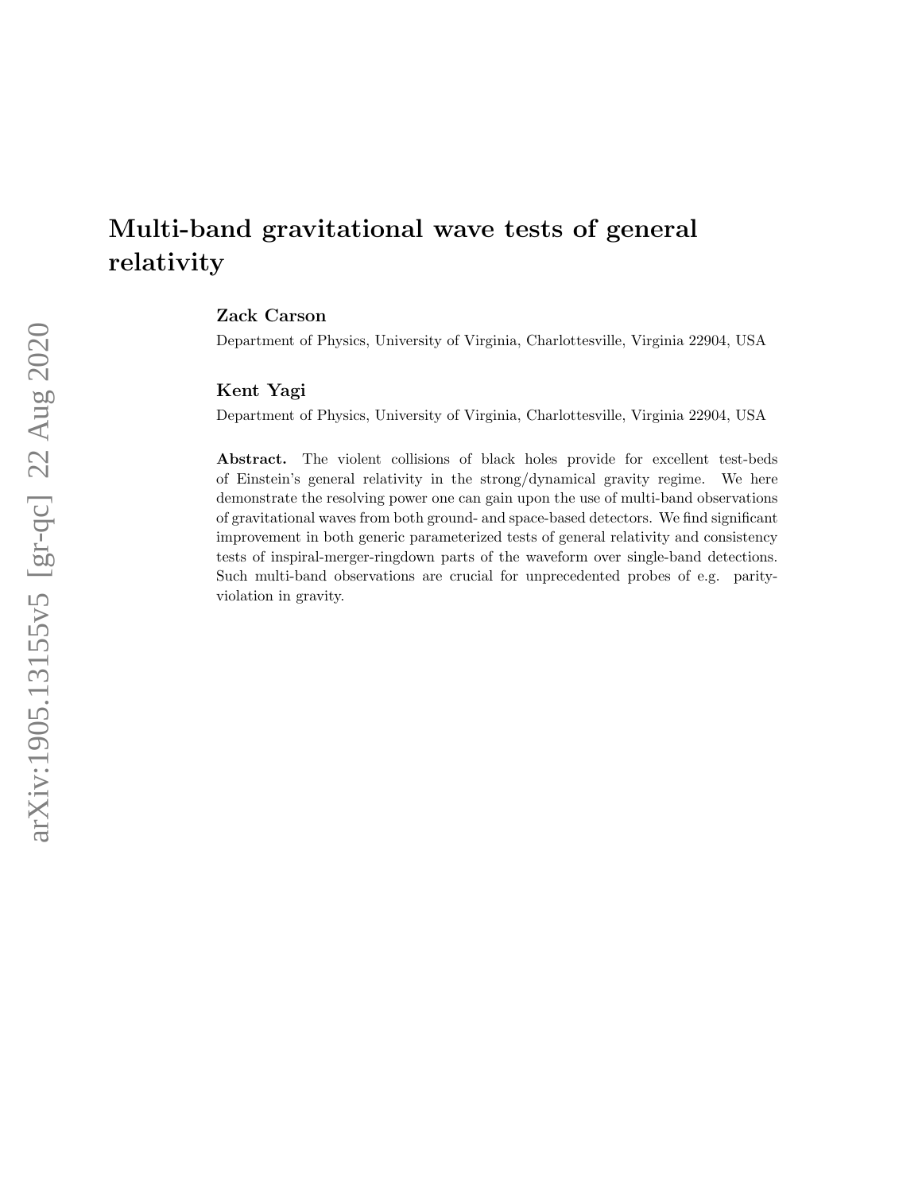# Multi-band gravitational wave tests of general relativity

**Zack Carson**

Department of Physics, University of Virginia, Charlottesville, Virginia 22904, USA

**Kent Yagi**

Department of Physics, University of Virginia, Charlottesville, Virginia 22904, USA

**Abstract.** The violent collisions of black holes provide for excellent test-beds of Einstein's general relativity in the strong/dynamical gravity regime. We here demonstrate the resolving power one can gain upon the use of multi-band observations of gravitational waves from both ground- and space-based detectors. We find significant improvement in both generic parameterized tests of general relativity and consistency tests of inspiral-merger-ringdown parts of the waveform over single-band detections. Such multi-band observations are crucial for unprecedented probes of e.g. parity-violation in gravity.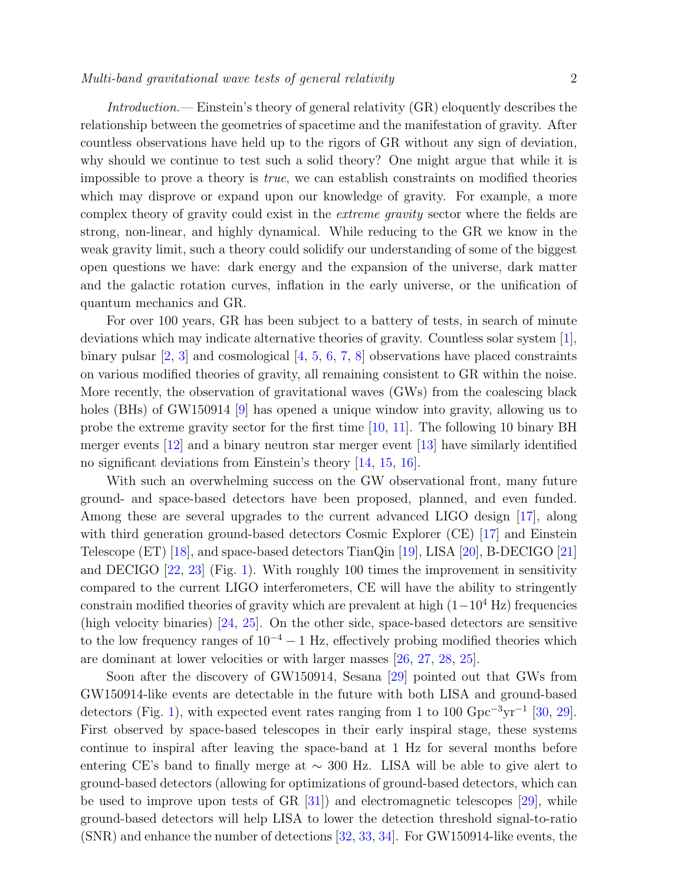*Introduction.*— Einstein's theory of general relativity (GR) eloquently describes the relationship between the geometries of spacetime and the manifestation of gravity. After countless observations have held up to the rigors of GR without any sign of deviation, why should we continue to test such a solid theory? One might argue that while it is impossible to prove a theory is *true*, we can establish constraints on modified theories which may disprove or expand upon our knowledge of gravity. For example, a more complex theory of gravity could exist in the *extreme gravity* sector where the fields are strong, non-linear, and highly dynamical. While reducing to the GR we know in the weak gravity limit, such a theory could solidify our understanding of some of the biggest open questions we have: dark energy and the expansion of the universe, dark matter and the galactic rotation curves, inflation in the early universe, or the unification of quantum mechanics and GR.

For over 100 years, GR has been subject to a battery of tests, in search of minute deviations which may indicate alternative theories of gravity. Countless solar system [1], binary pulsar [2, 3] and cosmological [4, 5, 6, 7, 8] observations have placed constraints on various modified theories of gravity, all remaining consistent to GR within the noise. More recently, the observation of gravitational waves (GWs) from the coalescing black holes (BHs) of GW150914 [9] has opened a unique window into gravity, allowing us to probe the extreme gravity sector for the first time [10, 11]. The following 10 binary BH merger events [12] and a binary neutron star merger event [13] have similarly identified no significant deviations from Einstein's theory [14, 15, 16].

With such an overwhelming success on the GW observational front, many future ground- and space-based detectors have been proposed, planned, and even funded. Among these are several upgrades to the current advanced LIGO design [17], along with third generation ground-based detectors Cosmic Explorer (CE) [17] and Einstein Telescope (ET) [18], and space-based detectors TianQin [19], LISA [20], B-DECIGO [21] and DECIGO [22, 23] (Fig. 1). With roughly 100 times the improvement in sensitivity compared to the current LIGO interferometers, CE will have the ability to stringently constrain modified theories of gravity which are prevalent at high ($1-10^4$ Hz) frequencies (high velocity binaries) [24, 25]. On the other side, space-based detectors are sensitive to the low frequency ranges of $10^{-4} - 1$ Hz, effectively probing modified theories which are dominant at lower velocities or with larger masses [26, 27, 28, 25].

Soon after the discovery of GW150914, Sesana [29] pointed out that GWs from GW150914-like events are detectable in the future with both LISA and ground-based detectors (Fig. 1), with expected event rates ranging from 1 to 100 $\text{Gpc}^{-3}\text{yr}^{-1}$ [30, 29]. First observed by space-based telescopes in their early inspiral stage, these systems continue to inspiral after leaving the space-band at 1 Hz for several months before entering CE's band to finally merge at $\sim 300$ Hz. LISA will be able to give alert to ground-based detectors (allowing for optimizations of ground-based detectors, which can be used to improve upon tests of GR [31]) and electromagnetic telescopes [29], while ground-based detectors will help LISA to lower the detection threshold signal-to-ratio (SNR) and enhance the number of detections [32, 33, 34]. For GW150914-like events, the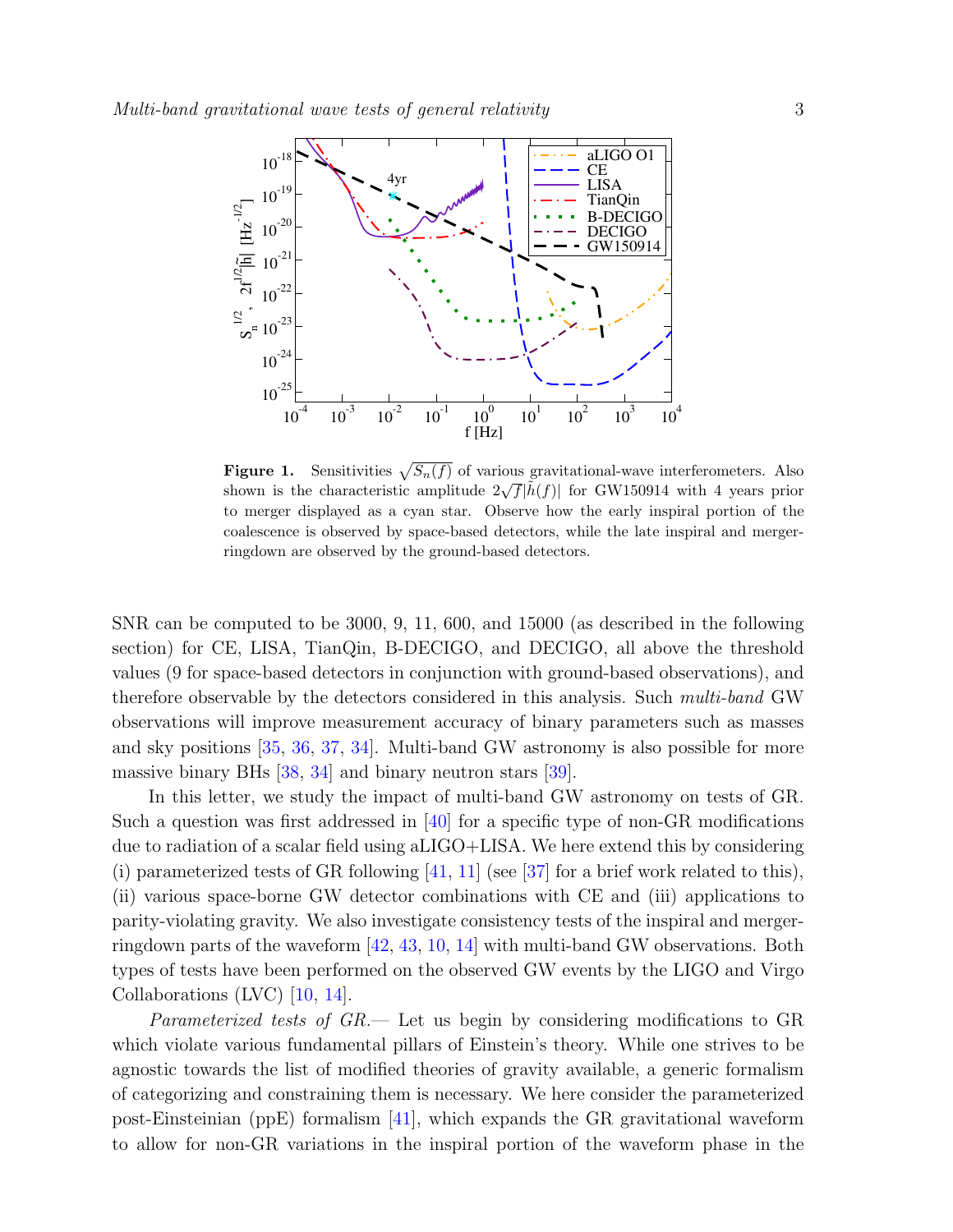**Figure 1.** Sensitivities $\sqrt{S_n(f)}$ of various gravitational-wave interferometers. Also shown is the characteristic amplitude $2\sqrt{f}|\tilde{h}(f)|$ for GW150914 with 4 years prior to merger displayed as a cyan star. Observe how the early inspiral portion of the coalescence is observed by space-based detectors, while the late inspiral and merger-ringdown are observed by the ground-based detectors.

SNR can be computed to be 3000, 9, 11, 600, and 15000 (as described in the following section) for CE, LISA, TianQin, B-DECIGO, and DECIGO, all above the threshold values (9 for space-based detectors in conjunction with ground-based observations), and therefore observable by the detectors considered in this analysis. Such *multi-band* GW observations will improve measurement accuracy of binary parameters such as masses and sky positions [35, 36, 37, 34]. Multi-band GW astronomy is also possible for more massive binary BHs [38, 34] and binary neutron stars [39].

In this letter, we study the impact of multi-band GW astronomy on tests of GR. Such a question was first addressed in [40] for a specific type of non-GR modifications due to radiation of a scalar field using aLIGO+LISA. We here extend this by considering (i) parameterized tests of GR following [41, 11] (see [37] for a brief work related to this), (ii) various space-borne GW detector combinations with CE and (iii) applications to parity-violating gravity. We also investigate consistency tests of the inspiral and merger-ringdown parts of the waveform [42, 43, 10, 14] with multi-band GW observations. Both types of tests have been performed on the observed GW events by the LIGO and Virgo Collaborations (LVC) [10, 14].

*Parameterized tests of GR.*— Let us begin by considering modifications to GR which violate various fundamental pillars of Einstein's theory. While one strives to be agnostic towards the list of modified theories of gravity available, a generic formalism of categorizing and constraining them is necessary. We here consider the parameterized post-Einsteinian (ppE) formalism [41], which expands the GR gravitational waveform to allow for non-GR variations in the inspiral portion of the waveform phase in the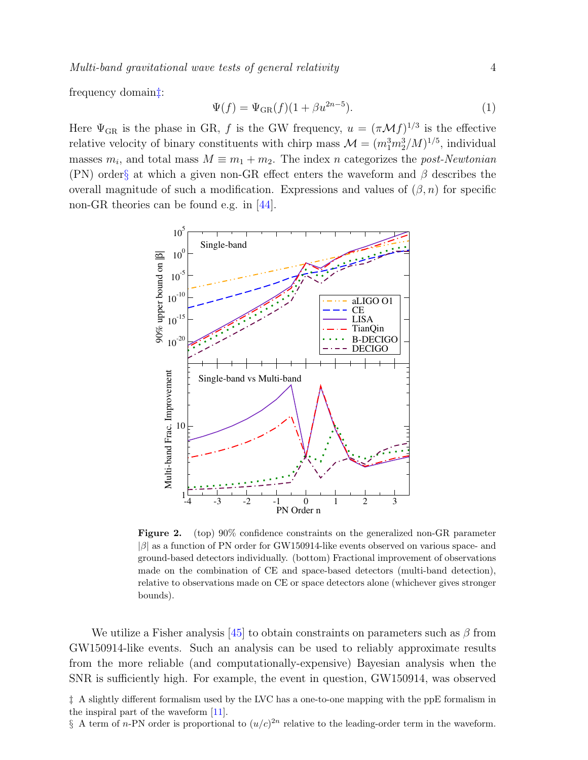frequency domain‡:

$$\Psi(f) = \Psi_{\rm GR}(f)(1 + \beta u^{2n-5}). \tag{1}$$

Here $\Psi_{\rm GR}$ is the phase in GR, $f$ is the GW frequency, $u = (\pi \mathcal{M} f)^{1/3}$ is the effective relative velocity of binary constituents with chirp mass $\mathcal{M} = (m_1^3 m_2^3/M)^{1/5}$, individual masses $m_i$, and total mass $M \equiv m_1 + m_2$. The index $n$ categorizes the *post-Newtonian* (PN) order§ at which a given non-GR effect enters the waveform and $\beta$ describes the overall magnitude of such a modification. Expressions and values of $(\beta, n)$ for specific non-GR theories can be found e.g. in [44].

**Figure 2.** (top) 90% confidence constraints on the generalized non-GR parameter $|\beta|$ as a function of PN order for GW150914-like events observed on various space- and ground-based detectors individually. (bottom) Fractional improvement of observations made on the combination of CE and space-based detectors (multi-band detection), relative to observations made on CE or space detectors alone (whichever gives stronger bounds).

We utilize a Fisher analysis [45] to obtain constraints on parameters such as $\beta$ from GW150914-like events. Such an analysis can be used to reliably approximate results from the more reliable (and computationally-expensive) Bayesian analysis when the SNR is sufficiently high. For example, the event in question, GW150914, was observed

‡ A slightly different formalism used by the LVC has a one-to-one mapping with the ppE formalism in the inspiral part of the waveform [11].

§ A term of $n$-PN order is proportional to $(u/c)^{2n}$ relative to the leading-order term in the waveform.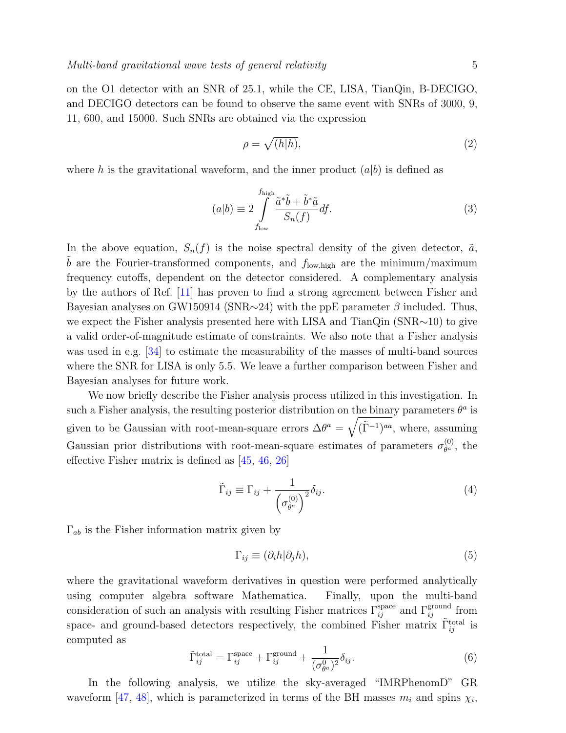on the O1 detector with an SNR of 25.1, while the CE, LISA, TianQin, B-DECIGO, and DECIGO detectors can be found to observe the same event with SNRs of 3000, 9, 11, 600, and 15000. Such SNRs are obtained via the expression

$$\rho = \sqrt{(h|h)}, \tag{2}$$

where $h$ is the gravitational waveform, and the inner product $(a|b)$ is defined as

$$(a|b) \equiv 2 \int_{f_{\rm low}}^{f_{\rm high}} \frac{\tilde{a}^* \tilde{b} + \tilde{b}^* \tilde{a}}{S_n(f)} df. \tag{3}$$

In the above equation, $S_n(f)$ is the noise spectral density of the given detector, $\tilde{a}$, $\tilde{b}$ are the Fourier-transformed components, and $f_{\rm low,high}$ are the minimum/maximum frequency cutoffs, dependent on the detector considered. A complementary analysis by the authors of Ref. [11] has proven to find a strong agreement between Fisher and Bayesian analyses on GW150914 (SNR$\sim$24) with the ppE parameter $\beta$ included. Thus, we expect the Fisher analysis presented here with LISA and TianQin (SNR$\sim$10) to give a valid order-of-magnitude estimate of constraints. We also note that a Fisher analysis was used in e.g. [34] to estimate the measurability of the masses of multi-band sources where the SNR for LISA is only 5.5. We leave a further comparison between Fisher and Bayesian analyses for future work.

We now briefly describe the Fisher analysis process utilized in this investigation. In such a Fisher analysis, the resulting posterior distribution on the binary parameters $\theta^a$ is given to be Gaussian with root-mean-square errors $\Delta\theta^a = \sqrt{(\tilde{\Gamma}^{-1})^{aa}}$, where, assuming Gaussian prior distributions with root-mean-square estimates of parameters $\sigma^{(0)}_{\theta^a}$, the effective Fisher matrix is defined as [45, 46, 26]

$$\tilde{\Gamma}_{ij} \equiv \Gamma_{ij} + \frac{1}{\left(\sigma^{(0)}_{\theta^a}\right)^2} \delta_{ij}. \tag{4}$$

$\Gamma_{ab}$ is the Fisher information matrix given by

$$\Gamma_{ij} \equiv (\partial_i h | \partial_j h), \tag{5}$$

where the gravitational waveform derivatives in question were performed analytically using computer algebra software Mathematica. Finally, upon the multi-band consideration of such an analysis with resulting Fisher matrices $\Gamma^{\rm space}_{ij}$ and $\Gamma^{\rm ground}_{ij}$ from space- and ground-based detectors respectively, the combined Fisher matrix $\tilde{\Gamma}^{\rm total}_{ij}$ is computed as

$$\tilde{\Gamma}^{\rm total}_{ij} = \Gamma^{\rm space}_{ij} + \Gamma^{\rm ground}_{ij} + \frac{1}{(\sigma^0_{\theta^a})^2} \delta_{ij}. \tag{6}$$

In the following analysis, we utilize the sky-averaged "IMRPhenomD" GR waveform [47, 48], which is parameterized in terms of the BH masses $m_i$ and spins $\chi_i$,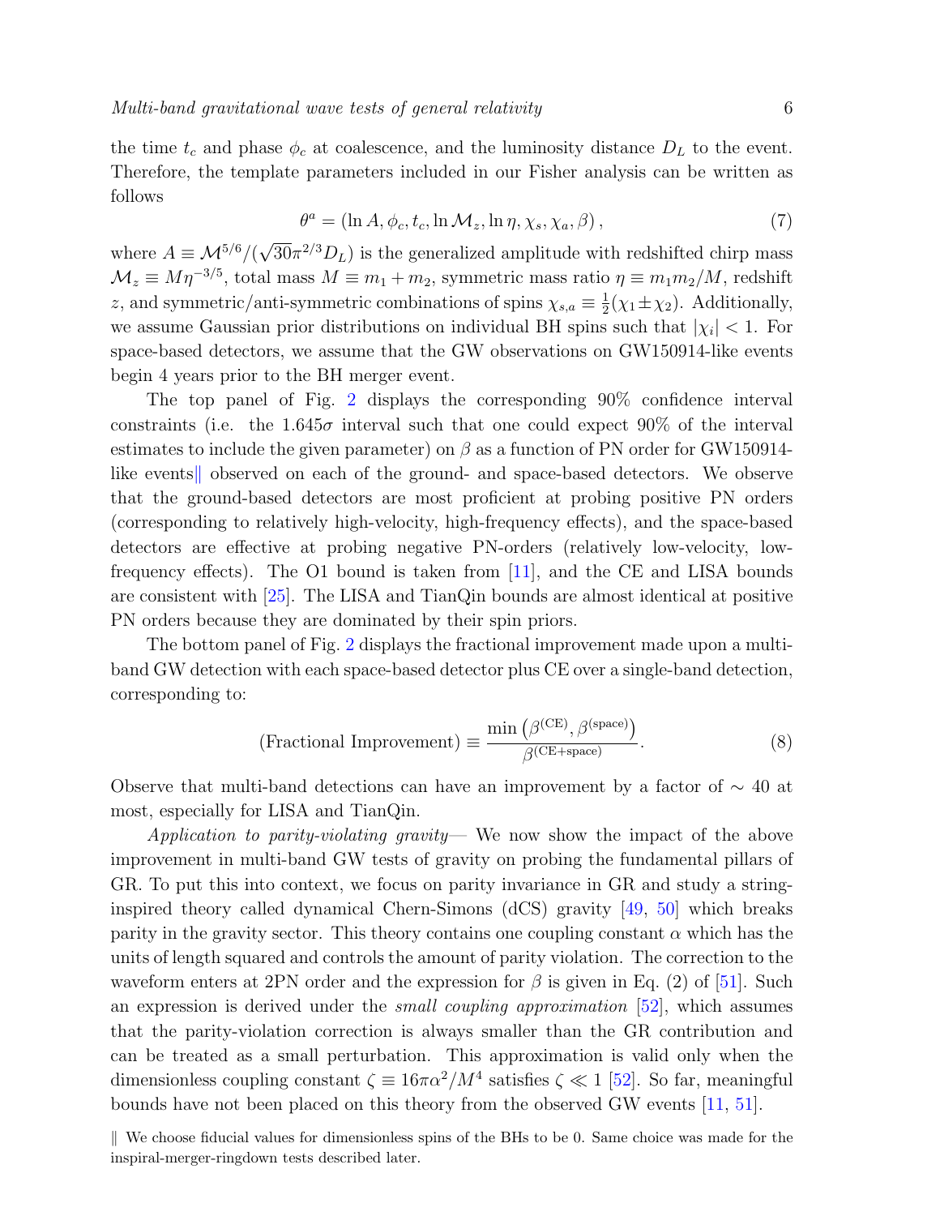the time $t_c$ and phase $\phi_c$ at coalescence, and the luminosity distance $D_L$ to the event. Therefore, the template parameters included in our Fisher analysis can be written as follows

$$\theta^a = (\ln A, \phi_c, t_c, \ln \mathcal{M}_z, \ln \eta, \chi_s, \chi_a, \beta)\,, \tag{7}$$

where $A \equiv \mathcal{M}^{5/6}/(\sqrt{30}\pi^{2/3}D_L)$ is the generalized amplitude with redshifted chirp mass $\mathcal{M}_z \equiv M\eta^{-3/5}$, total mass $M \equiv m_1 + m_2$, symmetric mass ratio $\eta \equiv m_1 m_2/M$, redshift $z$, and symmetric/anti-symmetric combinations of spins $\chi_{s,a} \equiv \frac{1}{2}(\chi_1 \pm \chi_2)$. Additionally, we assume Gaussian prior distributions on individual BH spins such that $|\chi_i| < 1$. For space-based detectors, we assume that the GW observations on GW150914-like events begin 4 years prior to the BH merger event.

The top panel of Fig. 2 displays the corresponding 90% confidence interval constraints (i.e. the $1.645\sigma$ interval such that one could expect 90% of the interval estimates to include the given parameter) on $\beta$ as a function of PN order for GW150914-like events‖ observed on each of the ground- and space-based detectors. We observe that the ground-based detectors are most proficient at probing positive PN orders (corresponding to relatively high-velocity, high-frequency effects), and the space-based detectors are effective at probing negative PN-orders (relatively low-velocity, low-frequency effects). The O1 bound is taken from [11], and the CE and LISA bounds are consistent with [25]. The LISA and TianQin bounds are almost identical at positive PN orders because they are dominated by their spin priors.

The bottom panel of Fig. 2 displays the fractional improvement made upon a multi-band GW detection with each space-based detector plus CE over a single-band detection, corresponding to:

$$(\text{Fractional Improvement}) \equiv \frac{\min\left(\beta^{(\text{CE})}, \beta^{(\text{space})}\right)}{\beta^{(\text{CE+space})}}. \tag{8}$$

Observe that multi-band detections can have an improvement by a factor of $\sim 40$ at most, especially for LISA and TianQin.

*Application to parity-violating gravity*— We now show the impact of the above improvement in multi-band GW tests of gravity on probing the fundamental pillars of GR. To put this into context, we focus on parity invariance in GR and study a string-inspired theory called dynamical Chern-Simons (dCS) gravity [49, 50] which breaks parity in the gravity sector. This theory contains one coupling constant $\alpha$ which has the units of length squared and controls the amount of parity violation. The correction to the waveform enters at 2PN order and the expression for $\beta$ is given in Eq. (2) of [51]. Such an expression is derived under the *small coupling approximation* [52], which assumes that the parity-violation correction is always smaller than the GR contribution and can be treated as a small perturbation. This approximation is valid only when the dimensionless coupling constant $\zeta \equiv 16\pi\alpha^2/M^4$ satisfies $\zeta \ll 1$ [52]. So far, meaningful bounds have not been placed on this theory from the observed GW events [11, 51].

‖ We choose fiducial values for dimensionless spins of the BHs to be 0. Same choice was made for the inspiral-merger-ringdown tests described later.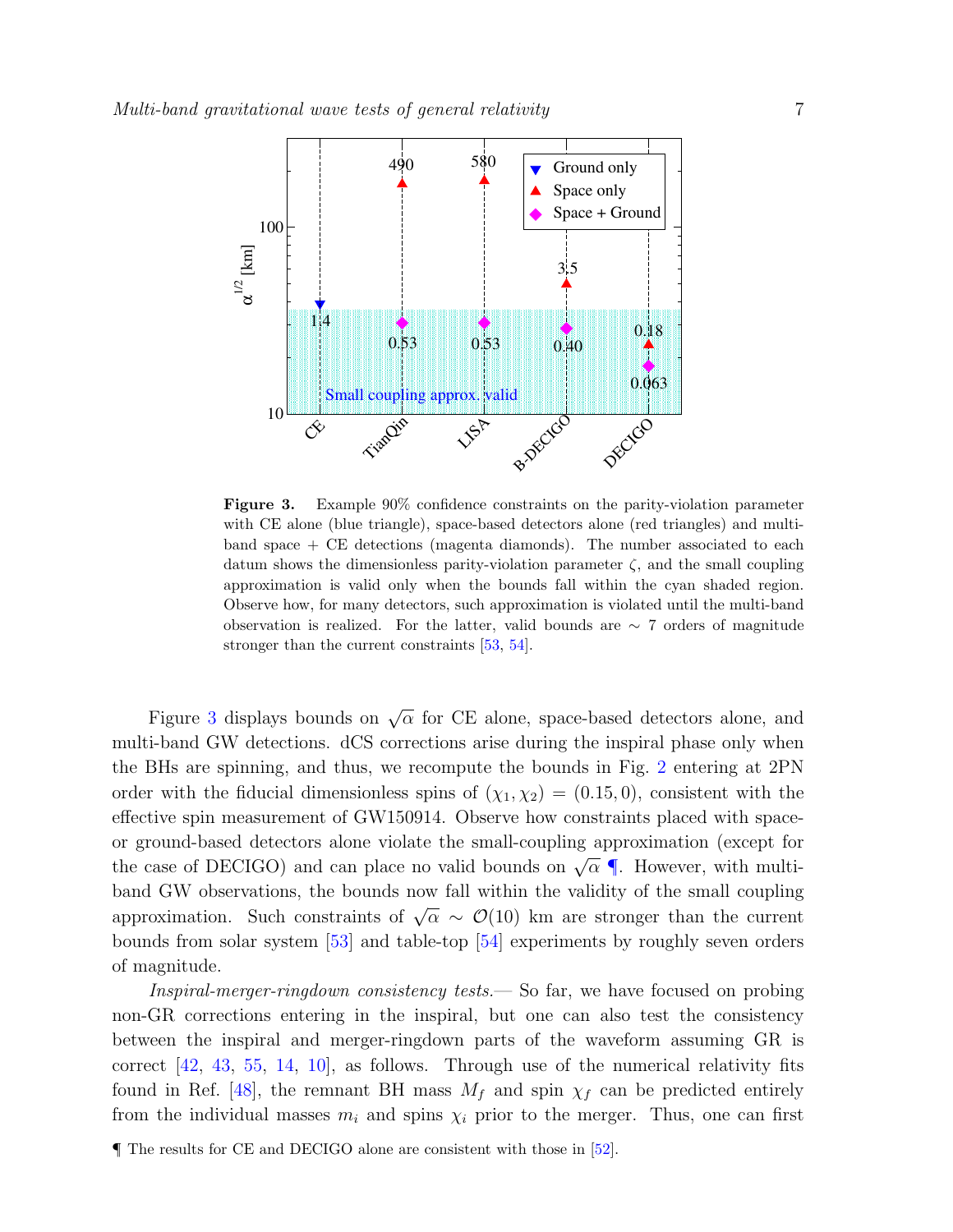**Figure 3.** Example 90% confidence constraints on the parity-violation parameter with CE alone (blue triangle), space-based detectors alone (red triangles) and multi-band space + CE detections (magenta diamonds). The number associated to each datum shows the dimensionless parity-violation parameter $\zeta$, and the small coupling approximation is valid only when the bounds fall within the cyan shaded region. Observe how, for many detectors, such approximation is violated until the multi-band observation is realized. For the latter, valid bounds are $\sim$ 7 orders of magnitude stronger than the current constraints [53, 54].

Figure 3 displays bounds on $\sqrt{\alpha}$ for CE alone, space-based detectors alone, and multi-band GW detections. dCS corrections arise during the inspiral phase only when the BHs are spinning, and thus, we recompute the bounds in Fig. 2 entering at 2PN order with the fiducial dimensionless spins of $(\chi_1, \chi_2) = (0.15, 0)$, consistent with the effective spin measurement of GW150914. Observe how constraints placed with space- or ground-based detectors alone violate the small-coupling approximation (except for the case of DECIGO) and can place no valid bounds on $\sqrt{\alpha}$ ¶. However, with multi-band GW observations, the bounds now fall within the validity of the small coupling approximation. Such constraints of $\sqrt{\alpha} \sim \mathcal{O}(10)$ km are stronger than the current bounds from solar system [53] and table-top [54] experiments by roughly seven orders of magnitude.

*Inspiral-merger-ringdown consistency tests.*— So far, we have focused on probing non-GR corrections entering in the inspiral, but one can also test the consistency between the inspiral and merger-ringdown parts of the waveform assuming GR is correct [42, 43, 55, 14, 10], as follows. Through use of the numerical relativity fits found in Ref. [48], the remnant BH mass $M_f$ and spin $\chi_f$ can be predicted entirely from the individual masses $m_i$ and spins $\chi_i$ prior to the merger. Thus, one can first

¶ The results for CE and DECIGO alone are consistent with those in [52].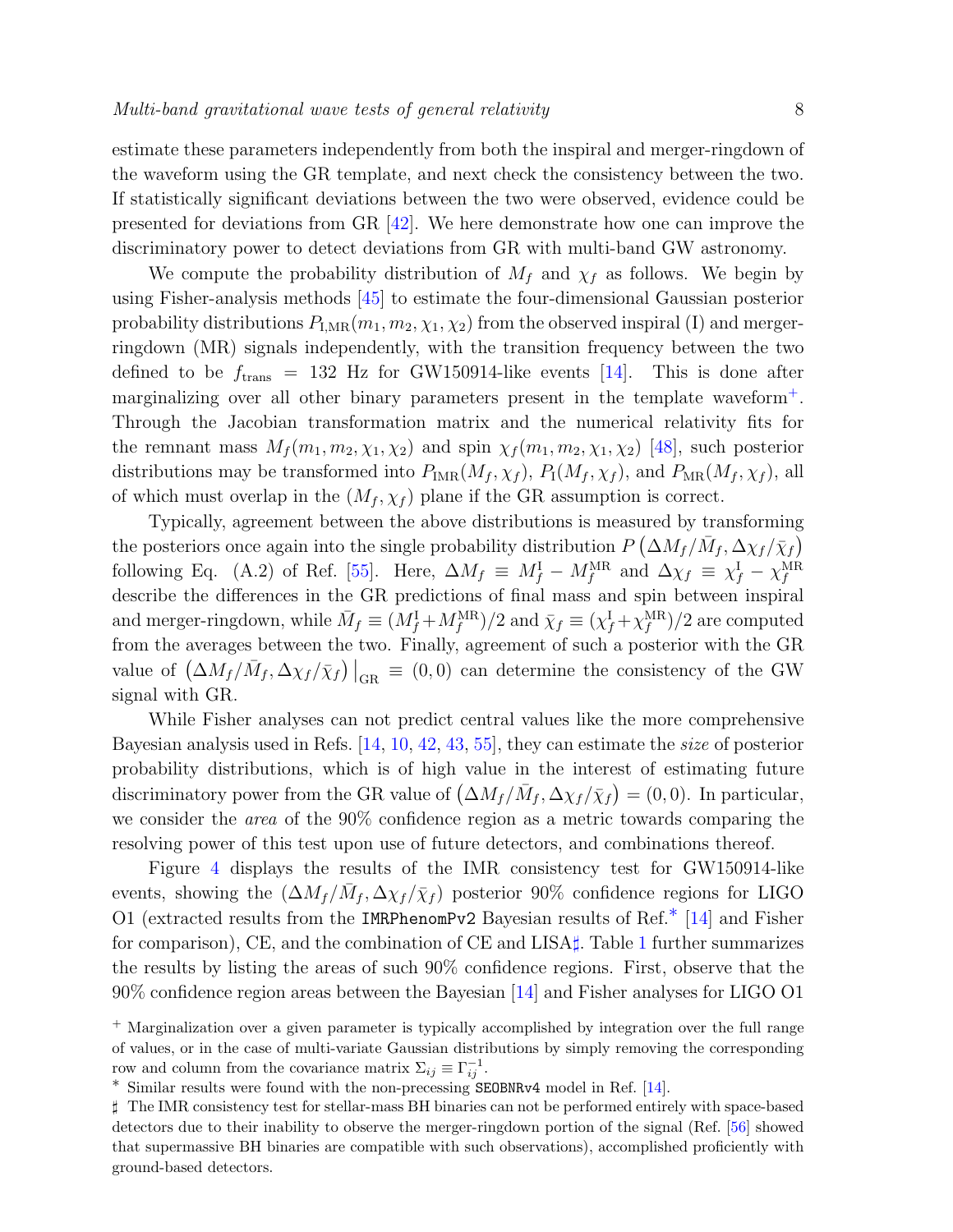estimate these parameters independently from both the inspiral and merger-ringdown of the waveform using the GR template, and next check the consistency between the two. If statistically significant deviations between the two were observed, evidence could be presented for deviations from GR [42]. We here demonstrate how one can improve the discriminatory power to detect deviations from GR with multi-band GW astronomy.

We compute the probability distribution of $M_f$ and $\chi_f$ as follows. We begin by using Fisher-analysis methods [45] to estimate the four-dimensional Gaussian posterior probability distributions $P_{\rm I,MR}(m_1, m_2, \chi_1, \chi_2)$ from the observed inspiral (I) and merger-ringdown (MR) signals independently, with the transition frequency between the two defined to be $f_{\rm trans} = 132$ Hz for GW150914-like events [14]. This is done after marginalizing over all other binary parameters present in the template waveform[+]. Through the Jacobian transformation matrix and the numerical relativity fits for the remnant mass $M_f(m_1, m_2, \chi_1, \chi_2)$ and spin $\chi_f(m_1, m_2, \chi_1, \chi_2)$ [48], such posterior distributions may be transformed into $P_{\rm IMR}(M_f, \chi_f)$, $P_{\rm I}(M_f, \chi_f)$, and $P_{\rm MR}(M_f, \chi_f)$, all of which must overlap in the $(M_f, \chi_f)$ plane if the GR assumption is correct.

Typically, agreement between the above distributions is measured by transforming the posteriors once again into the single probability distribution $P\left(\Delta M_f/\bar{M}_f, \Delta\chi_f/\bar{\chi}_f\right)$ following Eq. (A.2) of Ref. [55]. Here, $\Delta M_f \equiv M_f^{\rm I} - M_f^{\rm MR}$ and $\Delta\chi_f \equiv \chi_f^{\rm I} - \chi_f^{\rm MR}$ describe the differences in the GR predictions of final mass and spin between inspiral and merger-ringdown, while $\bar{M}_f \equiv (M_f^{\rm I} + M_f^{\rm MR})/2$ and $\bar{\chi}_f \equiv (\chi_f^{\rm I} + \chi_f^{\rm MR})/2$ are computed from the averages between the two. Finally, agreement of such a posterior with the GR value of $\left(\Delta M_f/\bar{M}_f, \Delta\chi_f/\bar{\chi}_f\right)\big|_{\rm GR} \equiv (0,0)$ can determine the consistency of the GW signal with GR.

While Fisher analyses can not predict central values like the more comprehensive Bayesian analysis used in Refs. [14, 10, 42, 43, 55], they can estimate the *size* of posterior probability distributions, which is of high value in the interest of estimating future discriminatory power from the GR value of $\left(\Delta M_f/\bar{M}_f, \Delta\chi_f/\bar{\chi}_f\right) = (0,0)$. In particular, we consider the *area* of the 90% confidence region as a metric towards comparing the resolving power of this test upon use of future detectors, and combinations thereof.

Figure 4 displays the results of the IMR consistency test for GW150914-like events, showing the $(\Delta M_f/\bar{M}_f, \Delta\chi_f/\bar{\chi}_f)$ posterior 90% confidence regions for LIGO O1 (extracted results from the `IMRPhenomPv2` Bayesian results of Ref.[*] [14] and Fisher for comparison), CE, and the combination of CE and LISA[♯]. Table 1 further summarizes the results by listing the areas of such 90% confidence regions. First, observe that the 90% confidence region areas between the Bayesian [14] and Fisher analyses for LIGO O1

[+] Marginalization over a given parameter is typically accomplished by integration over the full range of values, or in the case of multi-variate Gaussian distributions by simply removing the corresponding row and column from the covariance matrix $\Sigma_{ij} \equiv \Gamma_{ij}^{-1}$.

[*] Similar results were found with the non-precessing `SEOBNRv4` model in Ref. [14].

[♯] The IMR consistency test for stellar-mass BH binaries can not be performed entirely with space-based detectors due to their inability to observe the merger-ringdown portion of the signal (Ref. [56] showed that supermassive BH binaries are compatible with such observations), accomplished proficiently with ground-based detectors.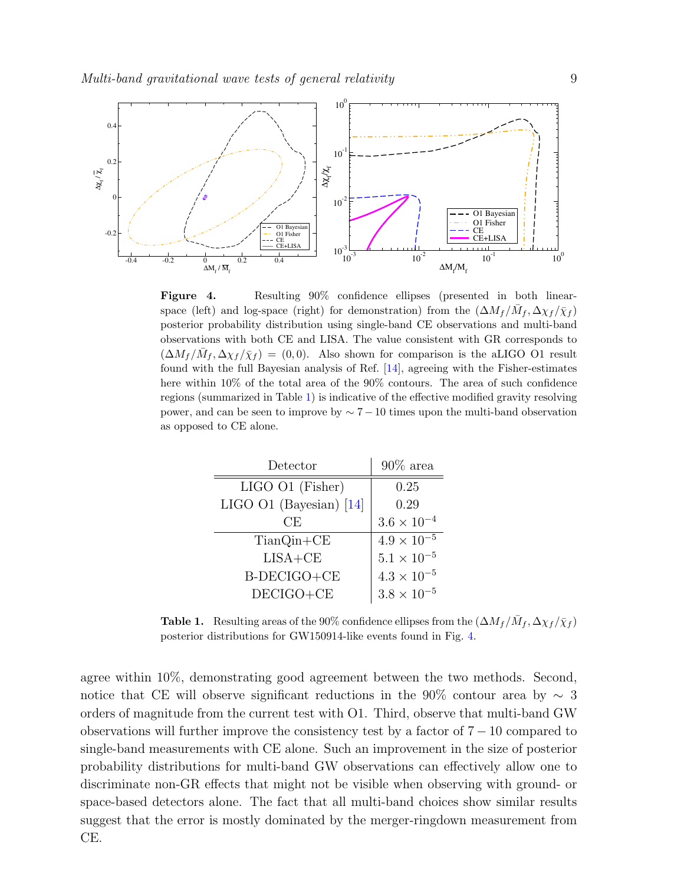**Figure 4.** Resulting 90% confidence ellipses (presented in both linear-space (left) and log-space (right) for demonstration) from the $(\Delta M_f/\bar{M}_f, \Delta\chi_f/\bar{\chi}_f)$ posterior probability distribution using single-band CE observations and multi-band observations with both CE and LISA. The value consistent with GR corresponds to $(\Delta M_f/\bar{M}_f, \Delta\chi_f/\bar{\chi}_f) = (0, 0)$. Also shown for comparison is the aLIGO O1 result found with the full Bayesian analysis of Ref. [14], agreeing with the Fisher-estimates here within 10% of the total area of the 90% contours. The area of such confidence regions (summarized in Table 1) is indicative of the effective modified gravity resolving power, and can be seen to improve by $\sim 7-10$ times upon the multi-band observation as opposed to CE alone.

| Detector | 90% area |
|---|---|
| LIGO O1 (Fisher) | 0.25 |
| LIGO O1 (Bayesian) [14] | 0.29 |
| CE | $3.6 \times 10^{-4}$ |
| TianQin+CE | $4.9 \times 10^{-5}$ |
| LISA+CE | $5.1 \times 10^{-5}$ |
| B-DECIGO+CE | $4.3 \times 10^{-5}$ |
| DECIGO+CE | $3.8 \times 10^{-5}$ |

**Table 1.** Resulting areas of the 90% confidence ellipses from the $(\Delta M_f/\bar{M}_f, \Delta\chi_f/\bar{\chi}_f)$ posterior distributions for GW150914-like events found in Fig. 4.

agree within 10%, demonstrating good agreement between the two methods. Second, notice that CE will observe significant reductions in the 90% contour area by $\sim 3$ orders of magnitude from the current test with O1. Third, observe that multi-band GW observations will further improve the consistency test by a factor of $7-10$ compared to single-band measurements with CE alone. Such an improvement in the size of posterior probability distributions for multi-band GW observations can effectively allow one to discriminate non-GR effects that might not be visible when observing with ground- or space-based detectors alone. The fact that all multi-band choices show similar results suggest that the error is mostly dominated by the merger-ringdown measurement from CE.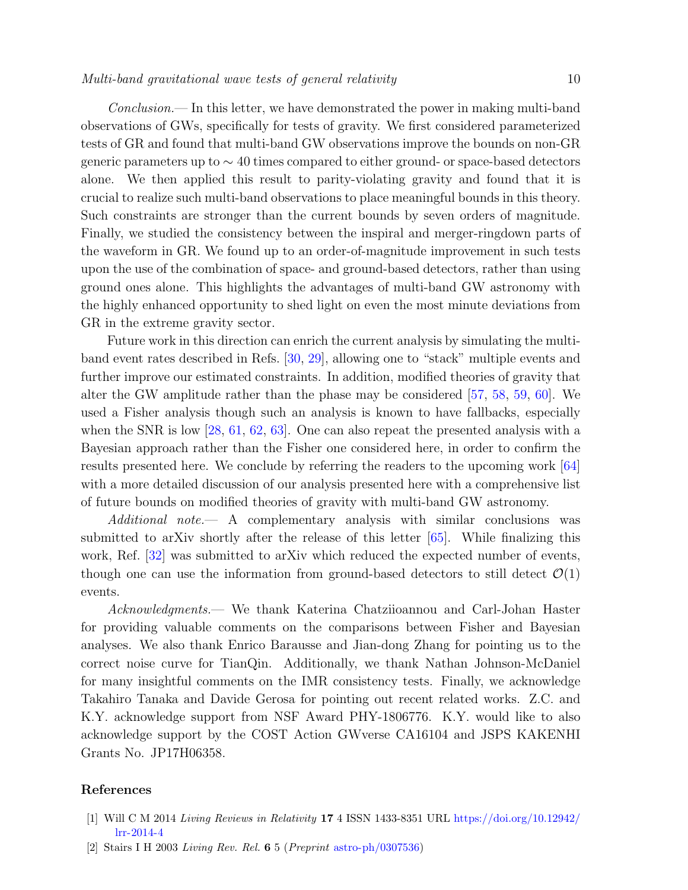*Conclusion.*— In this letter, we have demonstrated the power in making multi-band observations of GWs, specifically for tests of gravity. We first considered parameterized tests of GR and found that multi-band GW observations improve the bounds on non-GR generic parameters up to $\sim 40$ times compared to either ground- or space-based detectors alone. We then applied this result to parity-violating gravity and found that it is crucial to realize such multi-band observations to place meaningful bounds in this theory. Such constraints are stronger than the current bounds by seven orders of magnitude. Finally, we studied the consistency between the inspiral and merger-ringdown parts of the waveform in GR. We found up to an order-of-magnitude improvement in such tests upon the use of the combination of space- and ground-based detectors, rather than using ground ones alone. This highlights the advantages of multi-band GW astronomy with the highly enhanced opportunity to shed light on even the most minute deviations from GR in the extreme gravity sector.

Future work in this direction can enrich the current analysis by simulating the multi-band event rates described in Refs. [30, 29], allowing one to "stack" multiple events and further improve our estimated constraints. In addition, modified theories of gravity that alter the GW amplitude rather than the phase may be considered [57, 58, 59, 60]. We used a Fisher analysis though such an analysis is known to have fallbacks, especially when the SNR is low [28, 61, 62, 63]. One can also repeat the presented analysis with a Bayesian approach rather than the Fisher one considered here, in order to confirm the results presented here. We conclude by referring the readers to the upcoming work [64] with a more detailed discussion of our analysis presented here with a comprehensive list of future bounds on modified theories of gravity with multi-band GW astronomy.

*Additional note.*— A complementary analysis with similar conclusions was submitted to arXiv shortly after the release of this letter [65]. While finalizing this work, Ref. [32] was submitted to arXiv which reduced the expected number of events, though one can use the information from ground-based detectors to still detect $\mathcal{O}(1)$ events.

*Acknowledgments.*— We thank Katerina Chatziioannou and Carl-Johan Haster for providing valuable comments on the comparisons between Fisher and Bayesian analyses. We also thank Enrico Barausse and Jian-dong Zhang for pointing us to the correct noise curve for TianQin. Additionally, we thank Nathan Johnson-McDaniel for many insightful comments on the IMR consistency tests. Finally, we acknowledge Takahiro Tanaka and Davide Gerosa for pointing out recent related works. Z.C. and K.Y. acknowledge support from NSF Award PHY-1806776. K.Y. would like to also acknowledge support by the COST Action GWverse CA16104 and JSPS KAKENHI Grants No. JP17H06358.

## References

[1] Will C M 2014 *Living Reviews in Relativity* **17** 4 ISSN 1433-8351 URL https://doi.org/10.12942/lrr-2014-4

[2] Stairs I H 2003 *Living Rev. Rel.* **6** 5 (*Preprint* astro-ph/0307536)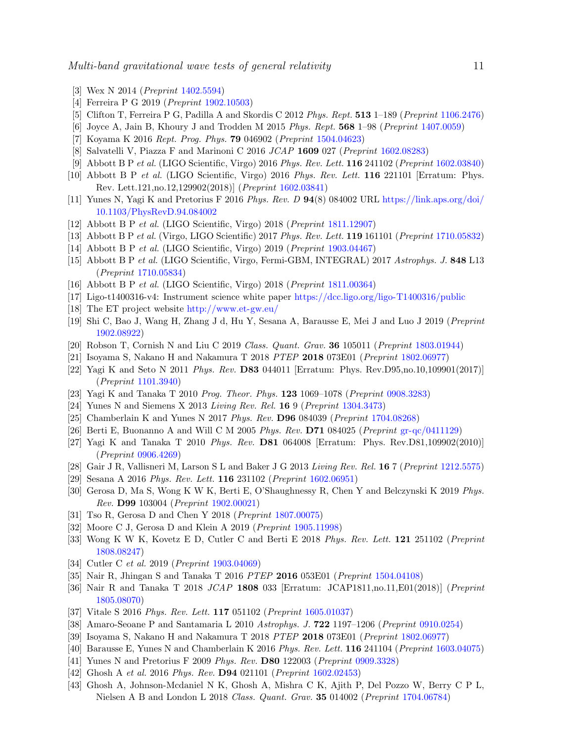[3] Wex N 2014 (*Preprint* 1402.5594)
[4] Ferreira P G 2019 (*Preprint* 1902.10503)
[5] Clifton T, Ferreira P G, Padilla A and Skordis C 2012 *Phys. Rept.* **513** 1–189 (*Preprint* 1106.2476)
[6] Joyce A, Jain B, Khoury J and Trodden M 2015 *Phys. Rept.* **568** 1–98 (*Preprint* 1407.0059)
[7] Koyama K 2016 *Rept. Prog. Phys.* **79** 046902 (*Preprint* 1504.04623)
[8] Salvatelli V, Piazza F and Marinoni C 2016 *JCAP* **1609** 027 (*Preprint* 1602.08283)
[9] Abbott B P *et al.* (LIGO Scientific, Virgo) 2016 *Phys. Rev. Lett.* **116** 241102 (*Preprint* 1602.03840)
[10] Abbott B P *et al.* (LIGO Scientific, Virgo) 2016 *Phys. Rev. Lett.* **116** 221101 [Erratum: Phys. Rev. Lett.121,no.12,129902(2018)] (*Preprint* 1602.03841)
[11] Yunes N, Yagi K and Pretorius F 2016 *Phys. Rev. D* **94**(8) 084002 URL https://link.aps.org/doi/10.1103/PhysRevD.94.084002
[12] Abbott B P *et al.* (LIGO Scientific, Virgo) 2018 (*Preprint* 1811.12907)
[13] Abbott B P *et al.* (Virgo, LIGO Scientific) 2017 *Phys. Rev. Lett.* **119** 161101 (*Preprint* 1710.05832)
[14] Abbott B P *et al.* (LIGO Scientific, Virgo) 2019 (*Preprint* 1903.04467)
[15] Abbott B P *et al.* (LIGO Scientific, Virgo, Fermi-GBM, INTEGRAL) 2017 *Astrophys. J.* **848** L13 (*Preprint* 1710.05834)
[16] Abbott B P *et al.* (LIGO Scientific, Virgo) 2018 (*Preprint* 1811.00364)
[17] Ligo-t1400316-v4: Instrument science white paper https://dcc.ligo.org/ligo-T1400316/public
[18] The ET project website http://www.et-gw.eu/
[19] Shi C, Bao J, Wang H, Zhang J d, Hu Y, Sesana A, Barausse E, Mei J and Luo J 2019 (*Preprint* 1902.08922)
[20] Robson T, Cornish N and Liu C 2019 *Class. Quant. Grav.* **36** 105011 (*Preprint* 1803.01944)
[21] Isoyama S, Nakano H and Nakamura T 2018 *PTEP* **2018** 073E01 (*Preprint* 1802.06977)
[22] Yagi K and Seto N 2011 *Phys. Rev.* **D83** 044011 [Erratum: Phys. Rev.D95,no.10,109901(2017)] (*Preprint* 1101.3940)
[23] Yagi K and Tanaka T 2010 *Prog. Theor. Phys.* **123** 1069–1078 (*Preprint* 0908.3283)
[24] Yunes N and Siemens X 2013 *Living Rev. Rel.* **16** 9 (*Preprint* 1304.3473)
[25] Chamberlain K and Yunes N 2017 *Phys. Rev.* **D96** 084039 (*Preprint* 1704.08268)
[26] Berti E, Buonanno A and Will C M 2005 *Phys. Rev.* **D71** 084025 (*Preprint* gr-qc/0411129)
[27] Yagi K and Tanaka T 2010 *Phys. Rev.* **D81** 064008 [Erratum: Phys. Rev.D81,109902(2010)] (*Preprint* 0906.4269)
[28] Gair J R, Vallisneri M, Larson S L and Baker J G 2013 *Living Rev. Rel.* **16** 7 (*Preprint* 1212.5575)
[29] Sesana A 2016 *Phys. Rev. Lett.* **116** 231102 (*Preprint* 1602.06951)
[30] Gerosa D, Ma S, Wong K W K, Berti E, O'Shaughnessy R, Chen Y and Belczynski K 2019 *Phys. Rev.* **D99** 103004 (*Preprint* 1902.00021)
[31] Tso R, Gerosa D and Chen Y 2018 (*Preprint* 1807.00075)
[32] Moore C J, Gerosa D and Klein A 2019 (*Preprint* 1905.11998)
[33] Wong K W K, Kovetz E D, Cutler C and Berti E 2018 *Phys. Rev. Lett.* **121** 251102 (*Preprint* 1808.08247)
[34] Cutler C *et al.* 2019 (*Preprint* 1903.04069)
[35] Nair R, Jhingan S and Tanaka T 2016 *PTEP* **2016** 053E01 (*Preprint* 1504.04108)
[36] Nair R and Tanaka T 2018 *JCAP* **1808** 033 [Erratum: JCAP1811,no.11,E01(2018)] (*Preprint* 1805.08070)
[37] Vitale S 2016 *Phys. Rev. Lett.* **117** 051102 (*Preprint* 1605.01037)
[38] Amaro-Seoane P and Santamaria L 2010 *Astrophys. J.* **722** 1197–1206 (*Preprint* 0910.0254)
[39] Isoyama S, Nakano H and Nakamura T 2018 *PTEP* **2018** 073E01 (*Preprint* 1802.06977)
[40] Barausse E, Yunes N and Chamberlain K 2016 *Phys. Rev. Lett.* **116** 241104 (*Preprint* 1603.04075)
[41] Yunes N and Pretorius F 2009 *Phys. Rev.* **D80** 122003 (*Preprint* 0909.3328)
[42] Ghosh A *et al.* 2016 *Phys. Rev.* **D94** 021101 (*Preprint* 1602.02453)
[43] Ghosh A, Johnson-Mcdaniel N K, Ghosh A, Mishra C K, Ajith P, Del Pozzo W, Berry C P L, Nielsen A B and London L 2018 *Class. Quant. Grav.* **35** 014002 (*Preprint* 1704.06784)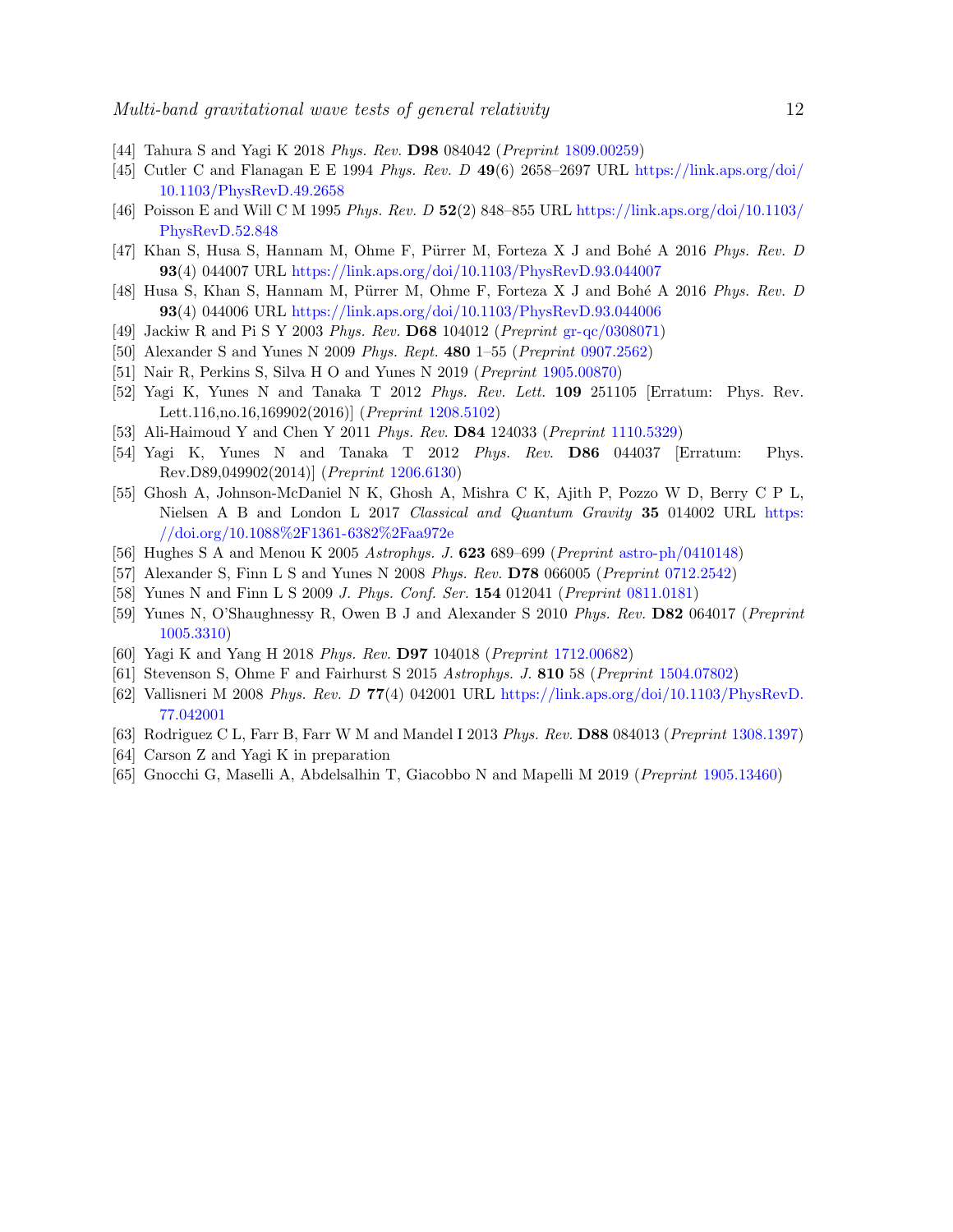[44] Tahura S and Yagi K 2018 *Phys. Rev.* **D98** 084042 (*Preprint* 1809.00259)

[45] Cutler C and Flanagan E E 1994 *Phys. Rev. D* **49**(6) 2658–2697 URL https://link.aps.org/doi/10.1103/PhysRevD.49.2658

[46] Poisson E and Will C M 1995 *Phys. Rev. D* **52**(2) 848–855 URL https://link.aps.org/doi/10.1103/PhysRevD.52.848

[47] Khan S, Husa S, Hannam M, Ohme F, Pürrer M, Forteza X J and Bohé A 2016 *Phys. Rev. D* **93**(4) 044007 URL https://link.aps.org/doi/10.1103/PhysRevD.93.044007

[48] Husa S, Khan S, Hannam M, Pürrer M, Ohme F, Forteza X J and Bohé A 2016 *Phys. Rev. D* **93**(4) 044006 URL https://link.aps.org/doi/10.1103/PhysRevD.93.044006

[49] Jackiw R and Pi S Y 2003 *Phys. Rev.* **D68** 104012 (*Preprint* gr-qc/0308071)

[50] Alexander S and Yunes N 2009 *Phys. Rept.* **480** 1–55 (*Preprint* 0907.2562)

[51] Nair R, Perkins S, Silva H O and Yunes N 2019 (*Preprint* 1905.00870)

[52] Yagi K, Yunes N and Tanaka T 2012 *Phys. Rev. Lett.* **109** 251105 [Erratum: Phys. Rev. Lett.116,no.16,169902(2016)] (*Preprint* 1208.5102)

[53] Ali-Haimoud Y and Chen Y 2011 *Phys. Rev.* **D84** 124033 (*Preprint* 1110.5329)

[54] Yagi K, Yunes N and Tanaka T 2012 *Phys. Rev.* **D86** 044037 [Erratum: Phys. Rev.D89,049902(2014)] (*Preprint* 1206.6130)

[55] Ghosh A, Johnson-McDaniel N K, Ghosh A, Mishra C K, Ajith P, Pozzo W D, Berry C P L, Nielsen A B and London L 2017 *Classical and Quantum Gravity* **35** 014002 URL https://doi.org/10.1088%2F1361-6382%2Faa972e

[56] Hughes S A and Menou K 2005 *Astrophys. J.* **623** 689–699 (*Preprint* astro-ph/0410148)

[57] Alexander S, Finn L S and Yunes N 2008 *Phys. Rev.* **D78** 066005 (*Preprint* 0712.2542)

[58] Yunes N and Finn L S 2009 *J. Phys. Conf. Ser.* **154** 012041 (*Preprint* 0811.0181)

[59] Yunes N, O'Shaughnessy R, Owen B J and Alexander S 2010 *Phys. Rev.* **D82** 064017 (*Preprint* 1005.3310)

[60] Yagi K and Yang H 2018 *Phys. Rev.* **D97** 104018 (*Preprint* 1712.00682)

[61] Stevenson S, Ohme F and Fairhurst S 2015 *Astrophys. J.* **810** 58 (*Preprint* 1504.07802)

[62] Vallisneri M 2008 *Phys. Rev. D* **77**(4) 042001 URL https://link.aps.org/doi/10.1103/PhysRevD.77.042001

[63] Rodriguez C L, Farr B, Farr W M and Mandel I 2013 *Phys. Rev.* **D88** 084013 (*Preprint* 1308.1397)

[64] Carson Z and Yagi K in preparation

[65] Gnocchi G, Maselli A, Abdelsalhin T, Giacobbo N and Mapelli M 2019 (*Preprint* 1905.13460)